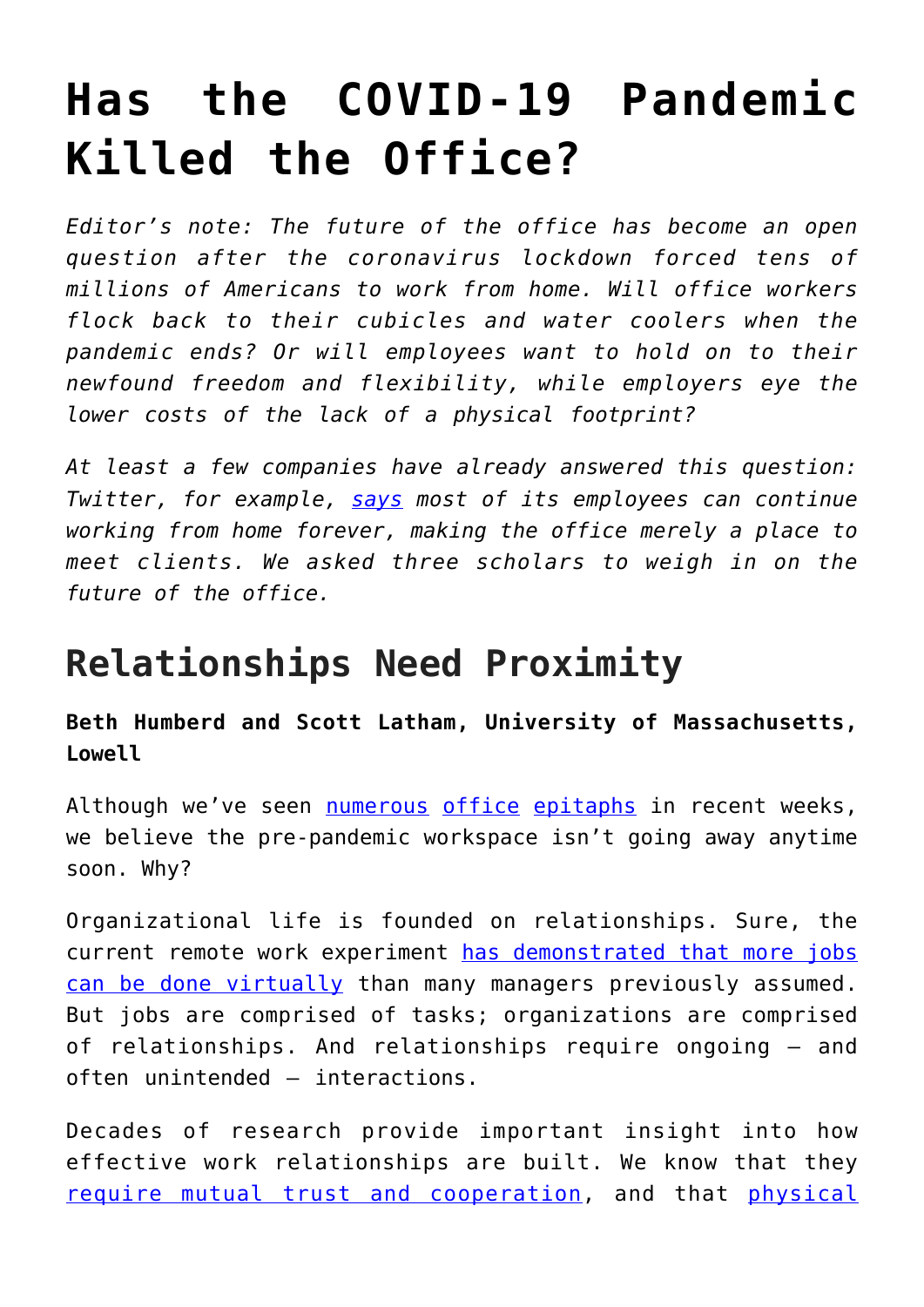# Has the COVID-19 Pandemic Killed the Office?

*Editor's note: The future of the office has become an open question after the coronavirus lockdown forced tens of millions of Americans to work from home. Will office workers flock back to their cubicles and water coolers when the pandemic ends? Or will employees want to hold on to their newfound freedom and flexibility, while employers eye the lower costs of the lack of a physical footprint?*

*At least a few companies have already answered this question: Twitter, for example, says most of its employees can continue working from home forever, making the office merely a place to meet clients. We asked three scholars to weigh in on the future of the office.*

## Relationships Need Proximity

**Beth Humberd and Scott Latham, University of Massachusetts, Lowell**

Although we've seen numerous office epitaphs in recent weeks, we believe the pre-pandemic workspace isn't going away anytime soon. Why?

Organizational life is founded on relationships. Sure, the current remote work experiment has demonstrated that more jobs can be done virtually than many managers previously assumed. But jobs are comprised of tasks; organizations are comprised of relationships. And relationships require ongoing – and often unintended – interactions.

Decades of research provide important insight into how effective work relationships are built. We know that they require mutual trust and cooperation, and that physical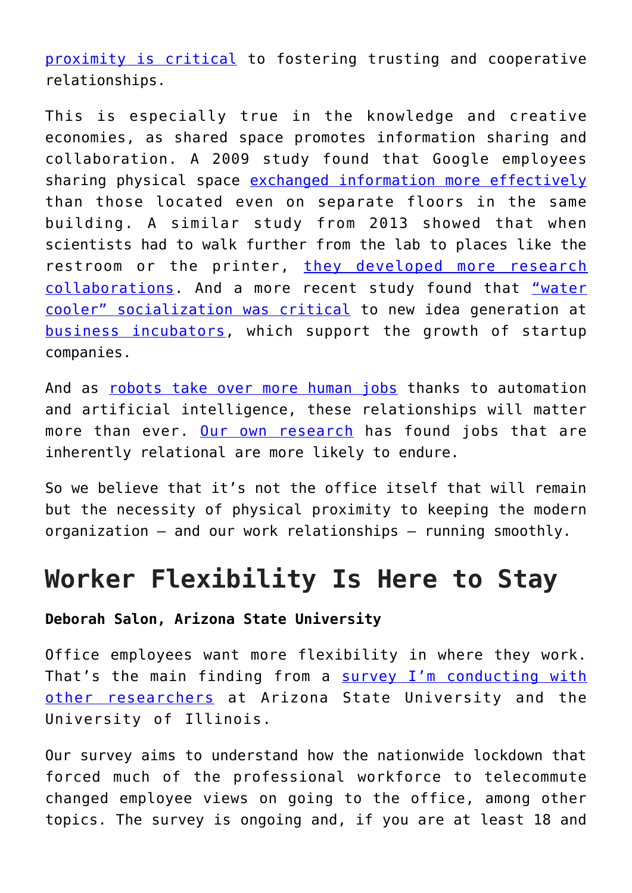proximity is critical to fostering trusting and cooperative relationships.

This is especially true in the knowledge and creative economies, as shared space promotes information sharing and collaboration. A 2009 study found that Google employees sharing physical space exchanged information more effectively than those located even on separate floors in the same building. A similar study from 2013 showed that when scientists had to walk further from the lab to places like the restroom or the printer, they developed more research collaborations. And a more recent study found that "water cooler" socialization was critical to new idea generation at business incubators, which support the growth of startup companies.

And as robots take over more human jobs thanks to automation and artificial intelligence, these relationships will matter more than ever. Our own research has found jobs that are inherently relational are more likely to endure.

So we believe that it's not the office itself that will remain but the necessity of physical proximity to keeping the modern organization – and our work relationships – running smoothly.

## Worker Flexibility Is Here to Stay

**Deborah Salon, Arizona State University**

Office employees want more flexibility in where they work. That's the main finding from a survey I'm conducting with other researchers at Arizona State University and the University of Illinois.

Our survey aims to understand how the nationwide lockdown that forced much of the professional workforce to telecommute changed employee views on going to the office, among other topics. The survey is ongoing and, if you are at least 18 and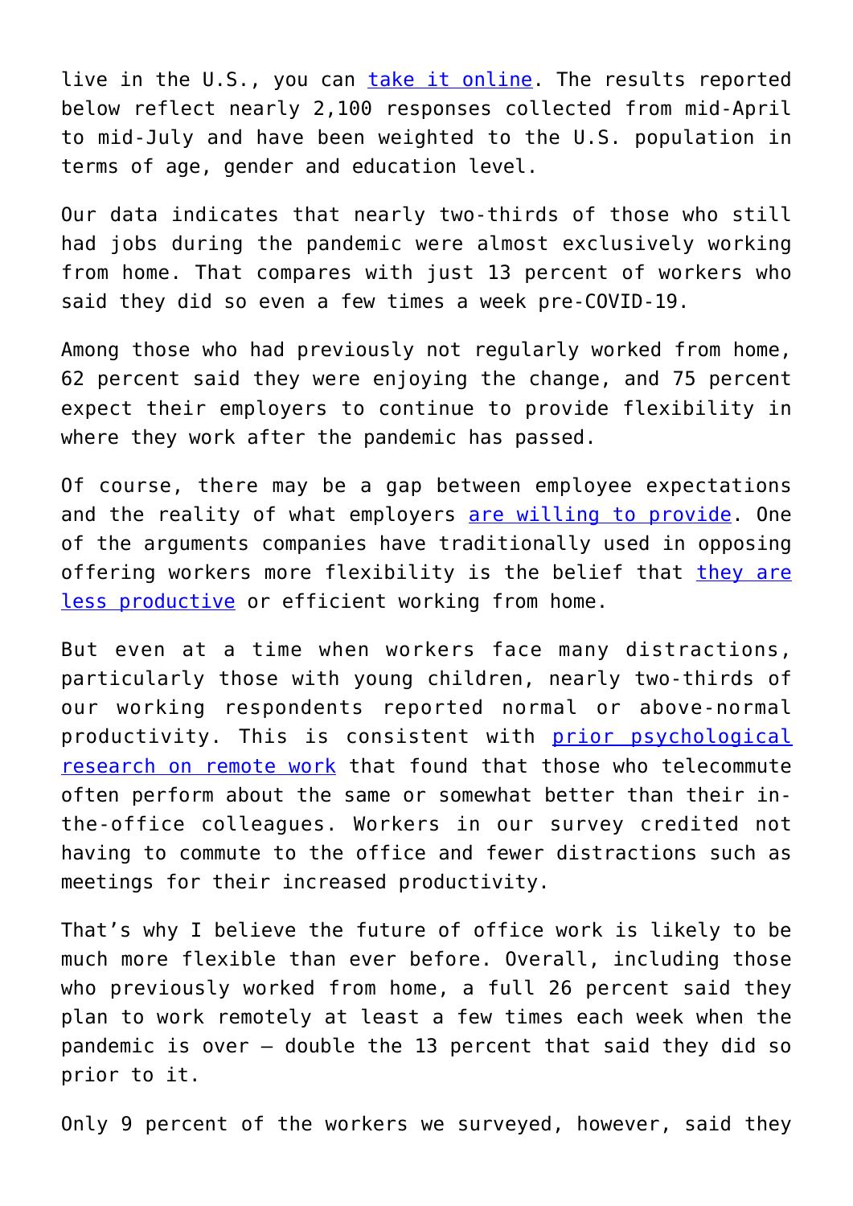live in the U.S., you can [take it online](). The results reported below reflect nearly 2,100 responses collected from mid-April to mid-July and have been weighted to the U.S. population in terms of age, gender and education level.

Our data indicates that nearly two-thirds of those who still had jobs during the pandemic were almost exclusively working from home. That compares with just 13 percent of workers who said they did so even a few times a week pre-COVID-19.

Among those who had previously not regularly worked from home, 62 percent said they were enjoying the change, and 75 percent expect their employers to continue to provide flexibility in where they work after the pandemic has passed.

Of course, there may be a gap between employee expectations and the reality of what employers [are willing to provide](). One of the arguments companies have traditionally used in opposing offering workers more flexibility is the belief that [they are less productive]() or efficient working from home.

But even at a time when workers face many distractions, particularly those with young children, nearly two-thirds of our working respondents reported normal or above-normal productivity. This is consistent with [prior psychological research on remote work]() that found that those who telecommute often perform about the same or somewhat better than their in-the-office colleagues. Workers in our survey credited not having to commute to the office and fewer distractions such as meetings for their increased productivity.

That's why I believe the future of office work is likely to be much more flexible than ever before. Overall, including those who previously worked from home, a full 26 percent said they plan to work remotely at least a few times each week when the pandemic is over – double the 13 percent that said they did so prior to it.

Only 9 percent of the workers we surveyed, however, said they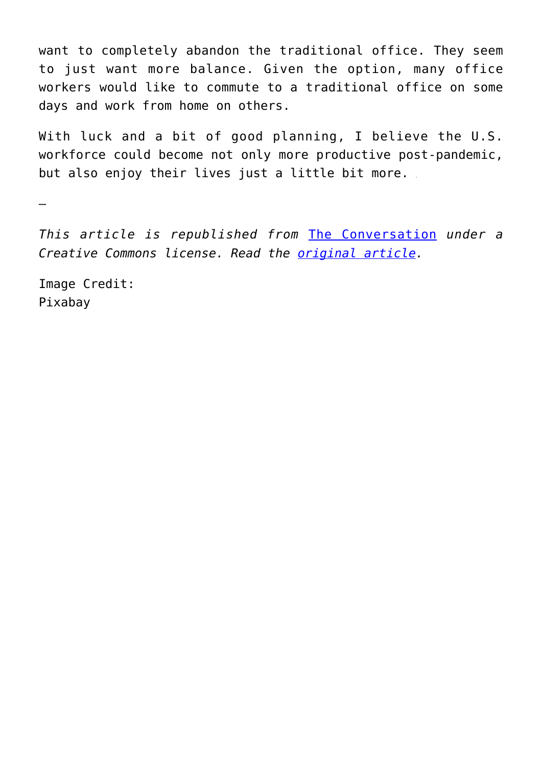want to completely abandon the traditional office. They seem to just want more balance. Given the option, many office workers would like to commute to a traditional office on some days and work from home on others.

With luck and a bit of good planning, I believe the U.S. workforce could become not only more productive post-pandemic, but also enjoy their lives just a little bit more.

—

*This article is republished from [The Conversation](https://theconversation.com) under a Creative Commons license. Read the [original article](https://theconversation.com).*

Image Credit:
Pixabay